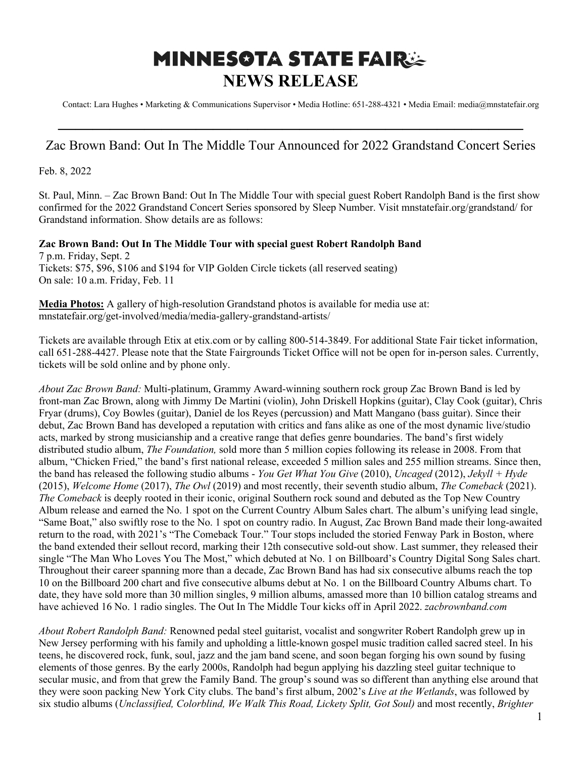# MINNESOTA STATE FAIR
# NEWS RELEASE

Contact: Lara Hughes • Marketing & Communications Supervisor • Media Hotline: 651-288-4321 • Media Email: media@mnstatefair.org

---

## Zac Brown Band: Out In The Middle Tour Announced for 2022 Grandstand Concert Series

Feb. 8, 2022

St. Paul, Minn. – Zac Brown Band: Out In The Middle Tour with special guest Robert Randolph Band is the first show confirmed for the 2022 Grandstand Concert Series sponsored by Sleep Number. Visit mnstatefair.org/grandstand/ for Grandstand information. Show details are as follows:

**Zac Brown Band: Out In The Middle Tour with special guest Robert Randolph Band**
7 p.m. Friday, Sept. 2
Tickets: $75, $96, $106 and $194 for VIP Golden Circle tickets (all reserved seating)
On sale: 10 a.m. Friday, Feb. 11

**Media Photos:** A gallery of high-resolution Grandstand photos is available for media use at: mnstatefair.org/get-involved/media/media-gallery-grandstand-artists/

Tickets are available through Etix at etix.com or by calling 800-514-3849. For additional State Fair ticket information, call 651-288-4427. Please note that the State Fairgrounds Ticket Office will not be open for in-person sales. Currently, tickets will be sold online and by phone only.

*About Zac Brown Band:* Multi-platinum, Grammy Award-winning southern rock group Zac Brown Band is led by front-man Zac Brown, along with Jimmy De Martini (violin), John Driskell Hopkins (guitar), Clay Cook (guitar), Chris Fryar (drums), Coy Bowles (guitar), Daniel de los Reyes (percussion) and Matt Mangano (bass guitar). Since their debut, Zac Brown Band has developed a reputation with critics and fans alike as one of the most dynamic live/studio acts, marked by strong musicianship and a creative range that defies genre boundaries. The band's first widely distributed studio album, *The Foundation,* sold more than 5 million copies following its release in 2008. From that album, "Chicken Fried," the band's first national release, exceeded 5 million sales and 255 million streams. Since then, the band has released the following studio albums - *You Get What You Give* (2010), *Uncaged* (2012), *Jekyll + Hyde* (2015), *Welcome Home* (2017), *The Owl* (2019) and most recently, their seventh studio album, *The Comeback* (2021). *The Comeback* is deeply rooted in their iconic, original Southern rock sound and debuted as the Top New Country Album release and earned the No. 1 spot on the Current Country Album Sales chart. The album's unifying lead single, "Same Boat," also swiftly rose to the No. 1 spot on country radio. In August, Zac Brown Band made their long-awaited return to the road, with 2021's "The Comeback Tour." Tour stops included the storied Fenway Park in Boston, where the band extended their sellout record, marking their 12th consecutive sold-out show. Last summer, they released their single "The Man Who Loves You The Most," which debuted at No. 1 on Billboard's Country Digital Song Sales chart. Throughout their career spanning more than a decade, Zac Brown Band has had six consecutive albums reach the top 10 on the Billboard 200 chart and five consecutive albums debut at No. 1 on the Billboard Country Albums chart. To date, they have sold more than 30 million singles, 9 million albums, amassed more than 10 billion catalog streams and have achieved 16 No. 1 radio singles. The Out In The Middle Tour kicks off in April 2022. *zacbrownband.com*

*About Robert Randolph Band:* Renowned pedal steel guitarist, vocalist and songwriter Robert Randolph grew up in New Jersey performing with his family and upholding a little-known gospel music tradition called sacred steel. In his teens, he discovered rock, funk, soul, jazz and the jam band scene, and soon began forging his own sound by fusing elements of those genres. By the early 2000s, Randolph had begun applying his dazzling steel guitar technique to secular music, and from that grew the Family Band. The group's sound was so different than anything else around that they were soon packing New York City clubs. The band's first album, 2002's *Live at the Wetlands*, was followed by six studio albums (*Unclassified, Colorblind, We Walk This Road, Lickety Split, Got Soul)* and most recently, *Brighter*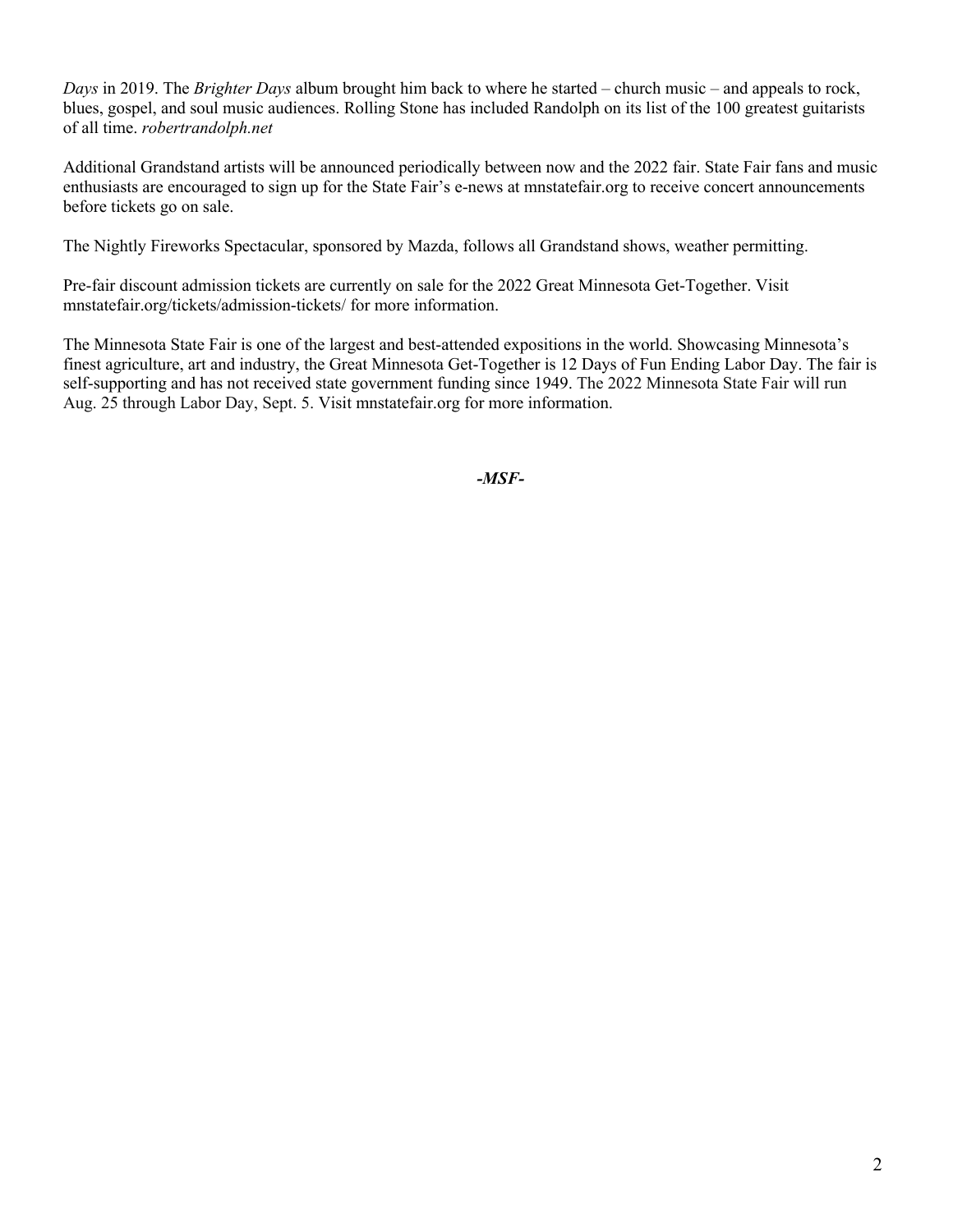*Days* in 2019. The *Brighter Days* album brought him back to where he started – church music – and appeals to rock, blues, gospel, and soul music audiences. Rolling Stone has included Randolph on its list of the 100 greatest guitarists of all time. *robertrandolph.net*

Additional Grandstand artists will be announced periodically between now and the 2022 fair. State Fair fans and music enthusiasts are encouraged to sign up for the State Fair's e-news at mnstatefair.org to receive concert announcements before tickets go on sale.

The Nightly Fireworks Spectacular, sponsored by Mazda, follows all Grandstand shows, weather permitting.

Pre-fair discount admission tickets are currently on sale for the 2022 Great Minnesota Get-Together. Visit mnstatefair.org/tickets/admission-tickets/ for more information.

The Minnesota State Fair is one of the largest and best-attended expositions in the world. Showcasing Minnesota's finest agriculture, art and industry, the Great Minnesota Get-Together is 12 Days of Fun Ending Labor Day. The fair is self-supporting and has not received state government funding since 1949. The 2022 Minnesota State Fair will run Aug. 25 through Labor Day, Sept. 5. Visit mnstatefair.org for more information.

***-MSF-***